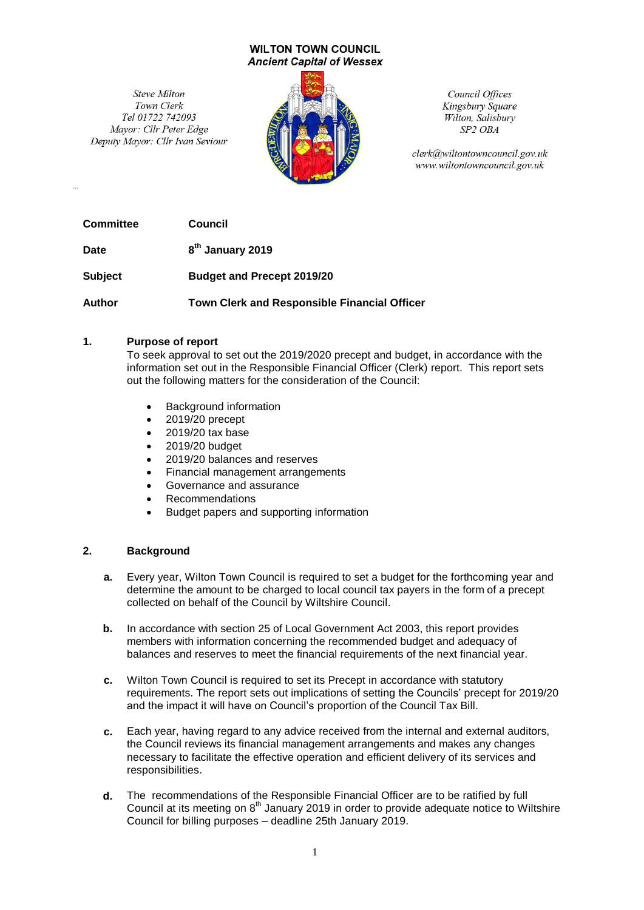**WILTON TOWN COUNCIL**
***Ancient Capital of Wessex***

*Steve Milton*
*Town Clerk*
*Tel 01722 742093*
*Mayor: Cllr Peter Edge*
*Deputy Mayor: Cllr Ivan Seviour*

*Council Offices*
*Kingsbury Square*
*Wilton, Salisbury*
*SP2 OBA*

*clerk@wiltontowncouncil.gov.uk*
*www.wiltontowncouncil.gov.uk*

| | |
|---|---|
| **Committee** | **Council** |
| **Date** | **8th January 2019** |
| **Subject** | **Budget and Precept 2019/20** |
| **Author** | **Town Clerk and Responsible Financial Officer** |

## 1. Purpose of report

To seek approval to set out the 2019/2020 precept and budget, in accordance with the information set out in the Responsible Financial Officer (Clerk) report. This report sets out the following matters for the consideration of the Council:

- Background information
- 2019/20 precept
- 2019/20 tax base
- 2019/20 budget
- 2019/20 balances and reserves
- Financial management arrangements
- Governance and assurance
- Recommendations
- Budget papers and supporting information

## 2. Background

**a.** Every year, Wilton Town Council is required to set a budget for the forthcoming year and determine the amount to be charged to local council tax payers in the form of a precept collected on behalf of the Council by Wiltshire Council.

**b.** In accordance with section 25 of Local Government Act 2003, this report provides members with information concerning the recommended budget and adequacy of balances and reserves to meet the financial requirements of the next financial year.

**c.** Wilton Town Council is required to set its Precept in accordance with statutory requirements. The report sets out implications of setting the Councils' precept for 2019/20 and the impact it will have on Council's proportion of the Council Tax Bill.

**c.** Each year, having regard to any advice received from the internal and external auditors, the Council reviews its financial management arrangements and makes any changes necessary to facilitate the effective operation and efficient delivery of its services and responsibilities.

**d.** The recommendations of the Responsible Financial Officer are to be ratified by full Council at its meeting on 8th January 2019 in order to provide adequate notice to Wiltshire Council for billing purposes – deadline 25th January 2019.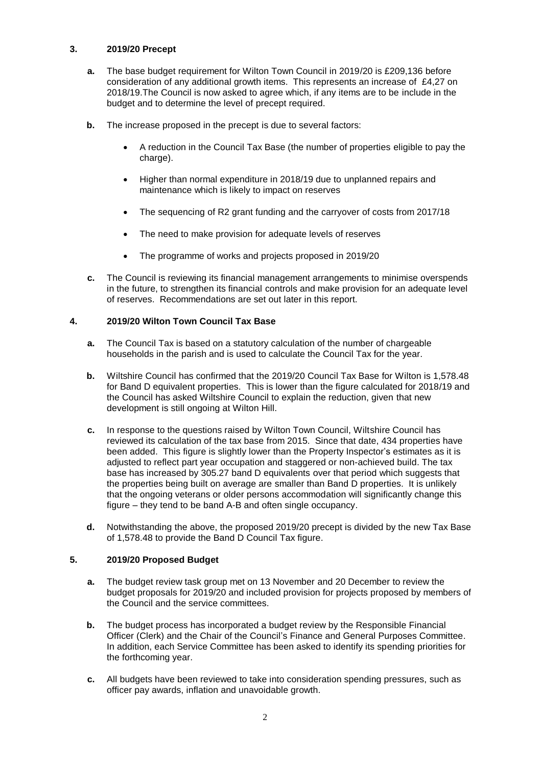## 3. 2019/20 Precept

**a.** The base budget requirement for Wilton Town Council in 2019/20 is £209,136 before consideration of any additional growth items. This represents an increase of £4,27 on 2018/19.The Council is now asked to agree which, if any items are to be include in the budget and to determine the level of precept required.

**b.** The increase proposed in the precept is due to several factors:

- A reduction in the Council Tax Base (the number of properties eligible to pay the charge).
- Higher than normal expenditure in 2018/19 due to unplanned repairs and maintenance which is likely to impact on reserves
- The sequencing of R2 grant funding and the carryover of costs from 2017/18
- The need to make provision for adequate levels of reserves
- The programme of works and projects proposed in 2019/20

**c.** The Council is reviewing its financial management arrangements to minimise overspends in the future, to strengthen its financial controls and make provision for an adequate level of reserves. Recommendations are set out later in this report.

## 4. 2019/20 Wilton Town Council Tax Base

**a.** The Council Tax is based on a statutory calculation of the number of chargeable households in the parish and is used to calculate the Council Tax for the year.

**b.** Wiltshire Council has confirmed that the 2019/20 Council Tax Base for Wilton is 1,578.48 for Band D equivalent properties. This is lower than the figure calculated for 2018/19 and the Council has asked Wiltshire Council to explain the reduction, given that new development is still ongoing at Wilton Hill.

**c.** In response to the questions raised by Wilton Town Council, Wiltshire Council has reviewed its calculation of the tax base from 2015. Since that date, 434 properties have been added. This figure is slightly lower than the Property Inspector's estimates as it is adjusted to reflect part year occupation and staggered or non-achieved build. The tax base has increased by 305.27 band D equivalents over that period which suggests that the properties being built on average are smaller than Band D properties. It is unlikely that the ongoing veterans or older persons accommodation will significantly change this figure – they tend to be band A-B and often single occupancy.

**d.** Notwithstanding the above, the proposed 2019/20 precept is divided by the new Tax Base of 1,578.48 to provide the Band D Council Tax figure.

## 5. 2019/20 Proposed Budget

**a.** The budget review task group met on 13 November and 20 December to review the budget proposals for 2019/20 and included provision for projects proposed by members of the Council and the service committees.

**b.** The budget process has incorporated a budget review by the Responsible Financial Officer (Clerk) and the Chair of the Council's Finance and General Purposes Committee. In addition, each Service Committee has been asked to identify its spending priorities for the forthcoming year.

**c.** All budgets have been reviewed to take into consideration spending pressures, such as officer pay awards, inflation and unavoidable growth.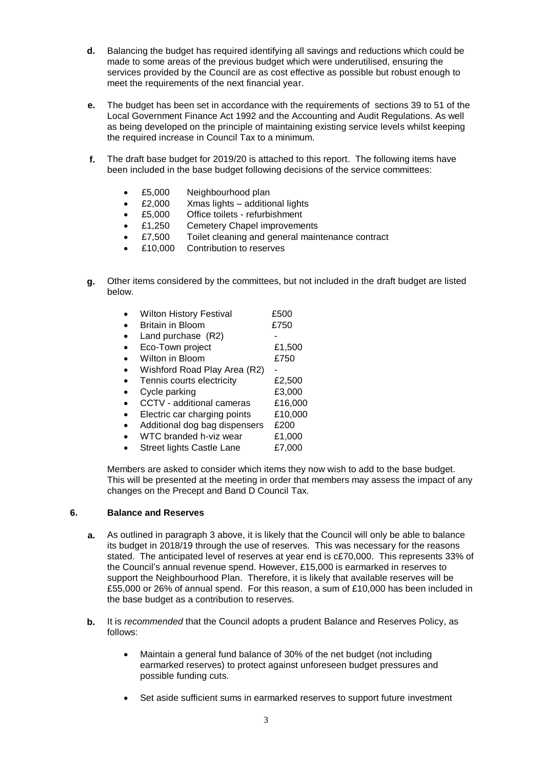**d.** Balancing the budget has required identifying all savings and reductions which could be made to some areas of the previous budget which were underutilised, ensuring the services provided by the Council are as cost effective as possible but robust enough to meet the requirements of the next financial year.

**e.** The budget has been set in accordance with the requirements of sections 39 to 51 of the Local Government Finance Act 1992 and the Accounting and Audit Regulations. As well as being developed on the principle of maintaining existing service levels whilst keeping the required increase in Council Tax to a minimum.

**f.** The draft base budget for 2019/20 is attached to this report. The following items have been included in the base budget following decisions of the service committees:

- £5,000 Neighbourhood plan
- £2,000 Xmas lights – additional lights
- £5,000 Office toilets - refurbishment
- £1,250 Cemetery Chapel improvements
- £7,500 Toilet cleaning and general maintenance contract
- £10,000 Contribution to reserves

**g.** Other items considered by the committees, but not included in the draft budget are listed below.

- Wilton History Festival £500
- Britain in Bloom £750
- Land purchase (R2) -
- Eco-Town project £1,500
- Wilton in Bloom £750
- Wishford Road Play Area (R2) -
- Tennis courts electricity £2,500
- Cycle parking £3,000
- CCTV - additional cameras £16,000
- Electric car charging points £10,000
- Additional dog bag dispensers £200
- WTC branded h-viz wear £1,000
- Street lights Castle Lane £7,000

Members are asked to consider which items they now wish to add to the base budget. This will be presented at the meeting in order that members may assess the impact of any changes on the Precept and Band D Council Tax.

## 6. Balance and Reserves

**a.** As outlined in paragraph 3 above, it is likely that the Council will only be able to balance its budget in 2018/19 through the use of reserves. This was necessary for the reasons stated. The anticipated level of reserves at year end is c£70,000. This represents 33% of the Council's annual revenue spend. However, £15,000 is earmarked in reserves to support the Neighbourhood Plan. Therefore, it is likely that available reserves will be £55,000 or 26% of annual spend. For this reason, a sum of £10,000 has been included in the base budget as a contribution to reserves.

**b.** It is *recommended* that the Council adopts a prudent Balance and Reserves Policy, as follows:

- Maintain a general fund balance of 30% of the net budget (not including earmarked reserves) to protect against unforeseen budget pressures and possible funding cuts.
- Set aside sufficient sums in earmarked reserves to support future investment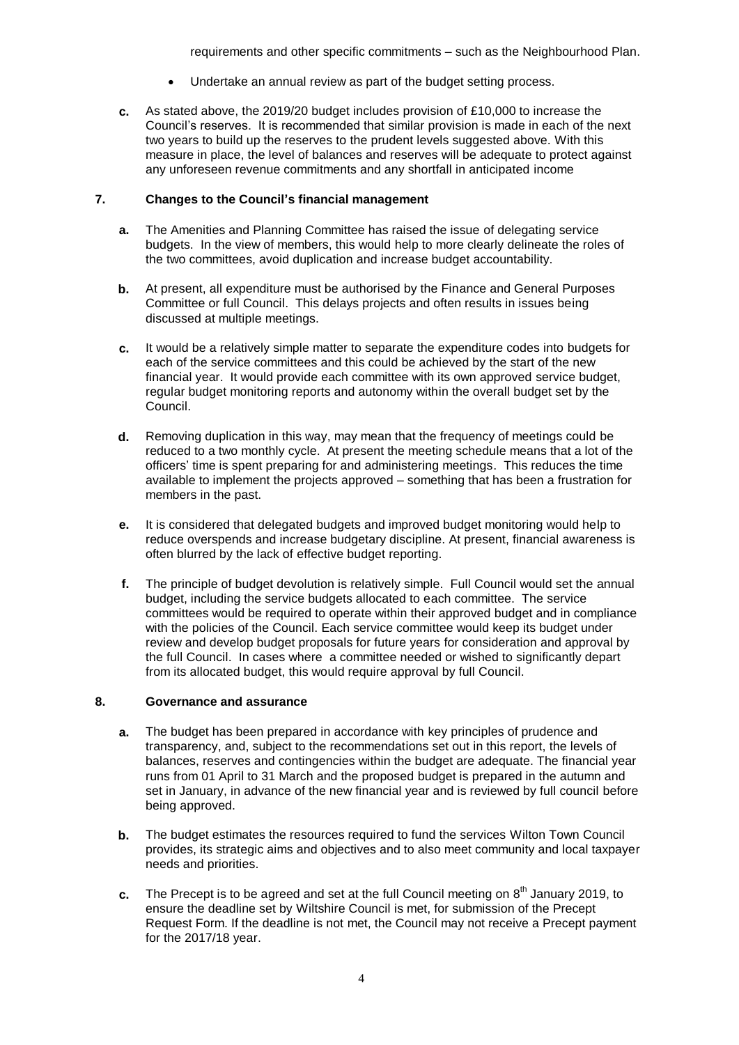requirements and other specific commitments – such as the Neighbourhood Plan.

- Undertake an annual review as part of the budget setting process.

**c.** As stated above, the 2019/20 budget includes provision of £10,000 to increase the Council's reserves. It is recommended that similar provision is made in each of the next two years to build up the reserves to the prudent levels suggested above. With this measure in place, the level of balances and reserves will be adequate to protect against any unforeseen revenue commitments and any shortfall in anticipated income

## 7. Changes to the Council's financial management

**a.** The Amenities and Planning Committee has raised the issue of delegating service budgets. In the view of members, this would help to more clearly delineate the roles of the two committees, avoid duplication and increase budget accountability.

**b.** At present, all expenditure must be authorised by the Finance and General Purposes Committee or full Council. This delays projects and often results in issues being discussed at multiple meetings.

**c.** It would be a relatively simple matter to separate the expenditure codes into budgets for each of the service committees and this could be achieved by the start of the new financial year. It would provide each committee with its own approved service budget, regular budget monitoring reports and autonomy within the overall budget set by the Council.

**d.** Removing duplication in this way, may mean that the frequency of meetings could be reduced to a two monthly cycle. At present the meeting schedule means that a lot of the officers' time is spent preparing for and administering meetings. This reduces the time available to implement the projects approved – something that has been a frustration for members in the past.

**e.** It is considered that delegated budgets and improved budget monitoring would help to reduce overspends and increase budgetary discipline. At present, financial awareness is often blurred by the lack of effective budget reporting.

**f.** The principle of budget devolution is relatively simple. Full Council would set the annual budget, including the service budgets allocated to each committee. The service committees would be required to operate within their approved budget and in compliance with the policies of the Council. Each service committee would keep its budget under review and develop budget proposals for future years for consideration and approval by the full Council. In cases where a committee needed or wished to significantly depart from its allocated budget, this would require approval by full Council.

## 8. Governance and assurance

**a.** The budget has been prepared in accordance with key principles of prudence and transparency, and, subject to the recommendations set out in this report, the levels of balances, reserves and contingencies within the budget are adequate. The financial year runs from 01 April to 31 March and the proposed budget is prepared in the autumn and set in January, in advance of the new financial year and is reviewed by full council before being approved.

**b.** The budget estimates the resources required to fund the services Wilton Town Council provides, its strategic aims and objectives and to also meet community and local taxpayer needs and priorities.

**c.** The Precept is to be agreed and set at the full Council meeting on 8th January 2019, to ensure the deadline set by Wiltshire Council is met, for submission of the Precept Request Form. If the deadline is not met, the Council may not receive a Precept payment for the 2017/18 year.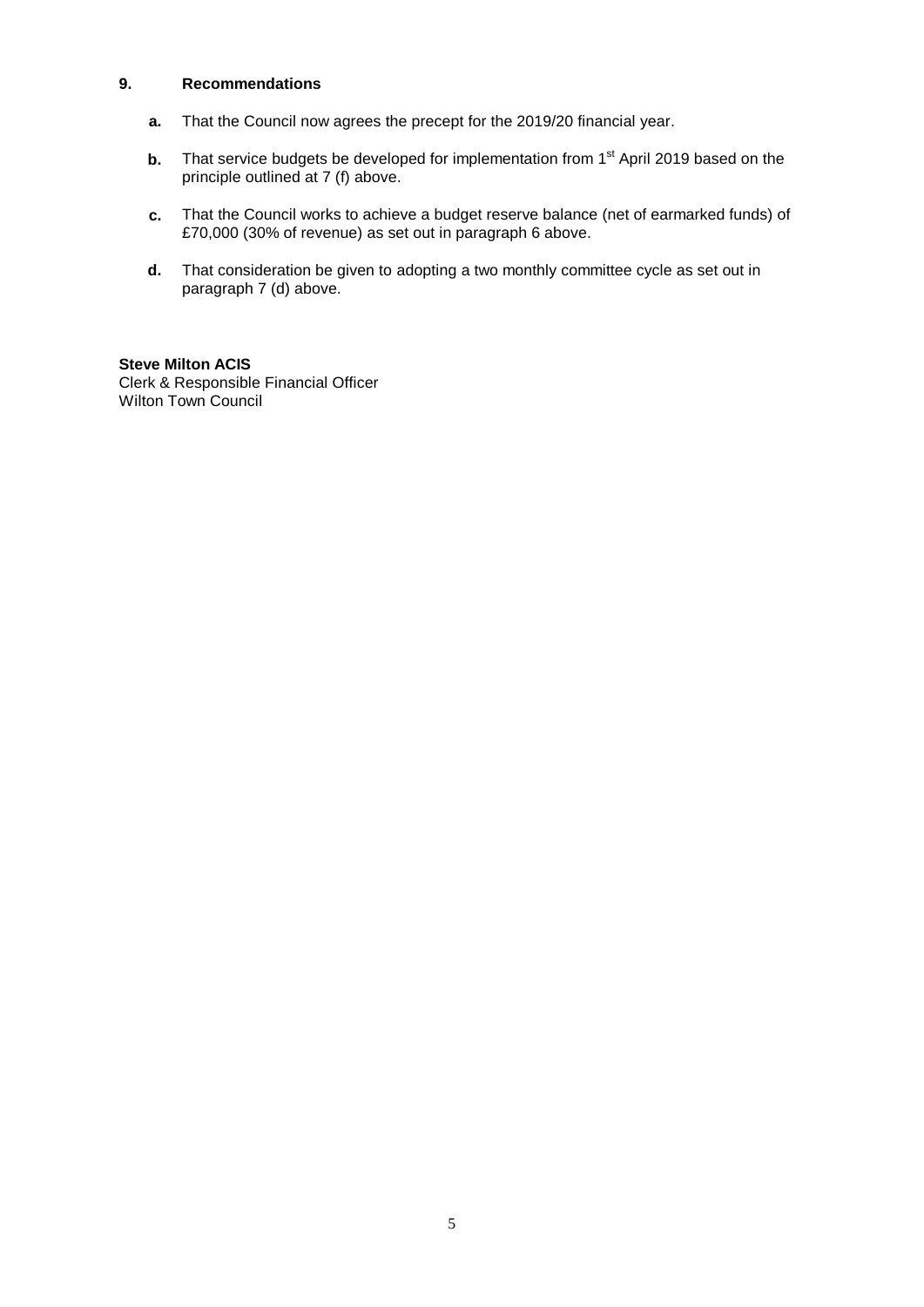## 9. Recommendations

**a.** That the Council now agrees the precept for the 2019/20 financial year.

**b.** That service budgets be developed for implementation from 1st April 2019 based on the principle outlined at 7 (f) above.

**c.** That the Council works to achieve a budget reserve balance (net of earmarked funds) of £70,000 (30% of revenue) as set out in paragraph 6 above.

**d.** That consideration be given to adopting a two monthly committee cycle as set out in paragraph 7 (d) above.

**Steve Milton ACIS**
Clerk & Responsible Financial Officer
Wilton Town Council